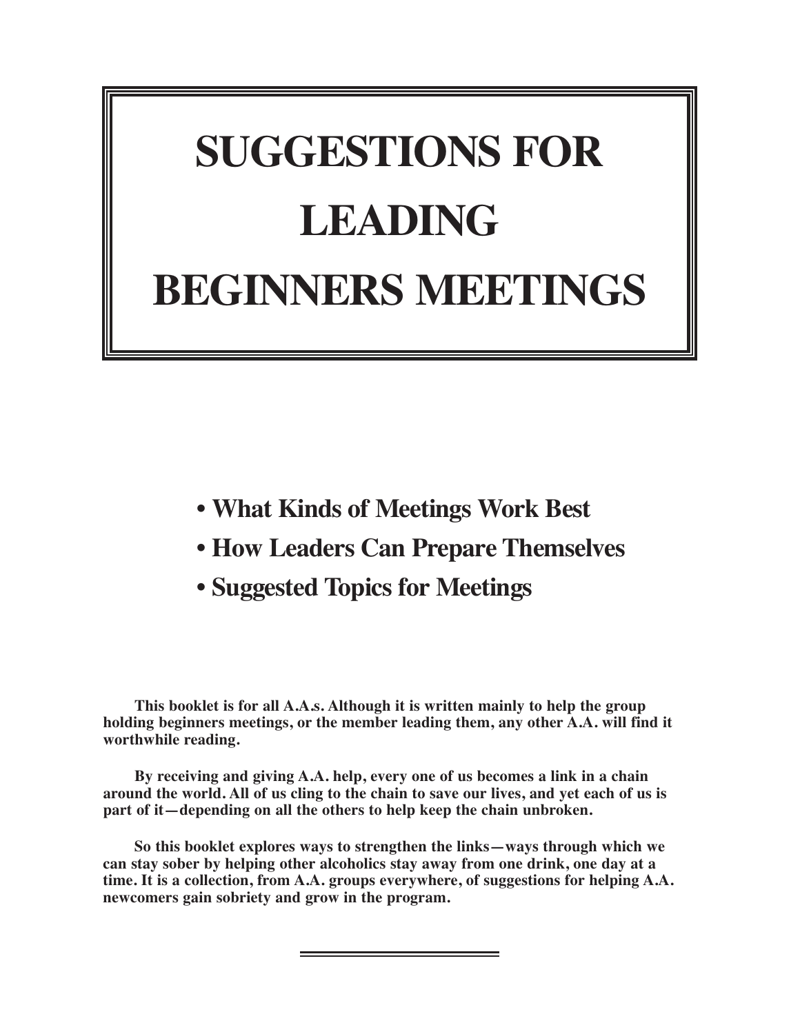# SUGGESTIONS FOR LEADING BEGINNERS MEETINGS

- **What Kinds of Meetings Work Best**
- **How Leaders Can Prepare Themselves**
- **Suggested Topics for Meetings**

**This booklet is for all A.A.s. Although it is written mainly to help the group holding beginners meetings, or the member leading them, any other A.A. will find it worthwhile reading.**

**By receiving and giving A.A. help, every one of us becomes a link in a chain around the world. All of us cling to the chain to save our lives, and yet each of us is part of it—depending on all the others to help keep the chain unbroken.**

**So this booklet explores ways to strengthen the links—ways through which we can stay sober by helping other alcoholics stay away from one drink, one day at a time. It is a collection, from A.A. groups everywhere, of suggestions for helping A.A. newcomers gain sobriety and grow in the program.**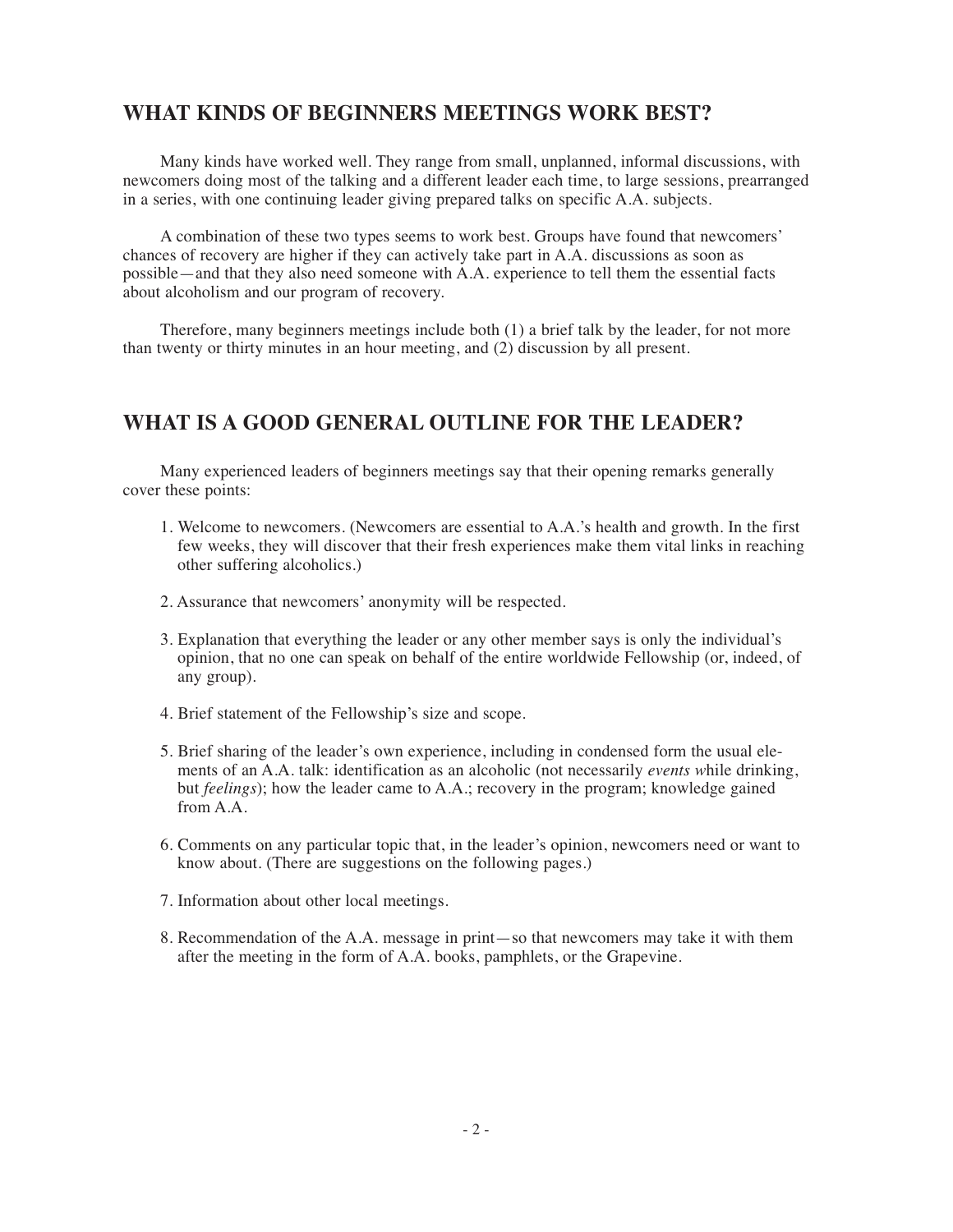## WHAT KINDS OF BEGINNERS MEETINGS WORK BEST?

Many kinds have worked well. They range from small, unplanned, informal discussions, with newcomers doing most of the talking and a different leader each time, to large sessions, prearranged in a series, with one continuing leader giving prepared talks on specific A.A. subjects.

A combination of these two types seems to work best. Groups have found that newcomers' chances of recovery are higher if they can actively take part in A.A. discussions as soon as possible—and that they also need someone with A.A. experience to tell them the essential facts about alcoholism and our program of recovery.

Therefore, many beginners meetings include both (1) a brief talk by the leader, for not more than twenty or thirty minutes in an hour meeting, and (2) discussion by all present.

## WHAT IS A GOOD GENERAL OUTLINE FOR THE LEADER?

Many experienced leaders of beginners meetings say that their opening remarks generally cover these points:

1. Welcome to newcomers. (Newcomers are essential to A.A.'s health and growth. In the first few weeks, they will discover that their fresh experiences make them vital links in reaching other suffering alcoholics.)

2. Assurance that newcomers' anonymity will be respected.

3. Explanation that everything the leader or any other member says is only the individual's opinion, that no one can speak on behalf of the entire worldwide Fellowship (or, indeed, of any group).

4. Brief statement of the Fellowship's size and scope.

5. Brief sharing of the leader's own experience, including in condensed form the usual elements of an A.A. talk: identification as an alcoholic (not necessarily *events* while drinking, but *feelings*); how the leader came to A.A.; recovery in the program; knowledge gained from A.A.

6. Comments on any particular topic that, in the leader's opinion, newcomers need or want to know about. (There are suggestions on the following pages.)

7. Information about other local meetings.

8. Recommendation of the A.A. message in print—so that newcomers may take it with them after the meeting in the form of A.A. books, pamphlets, or the Grapevine.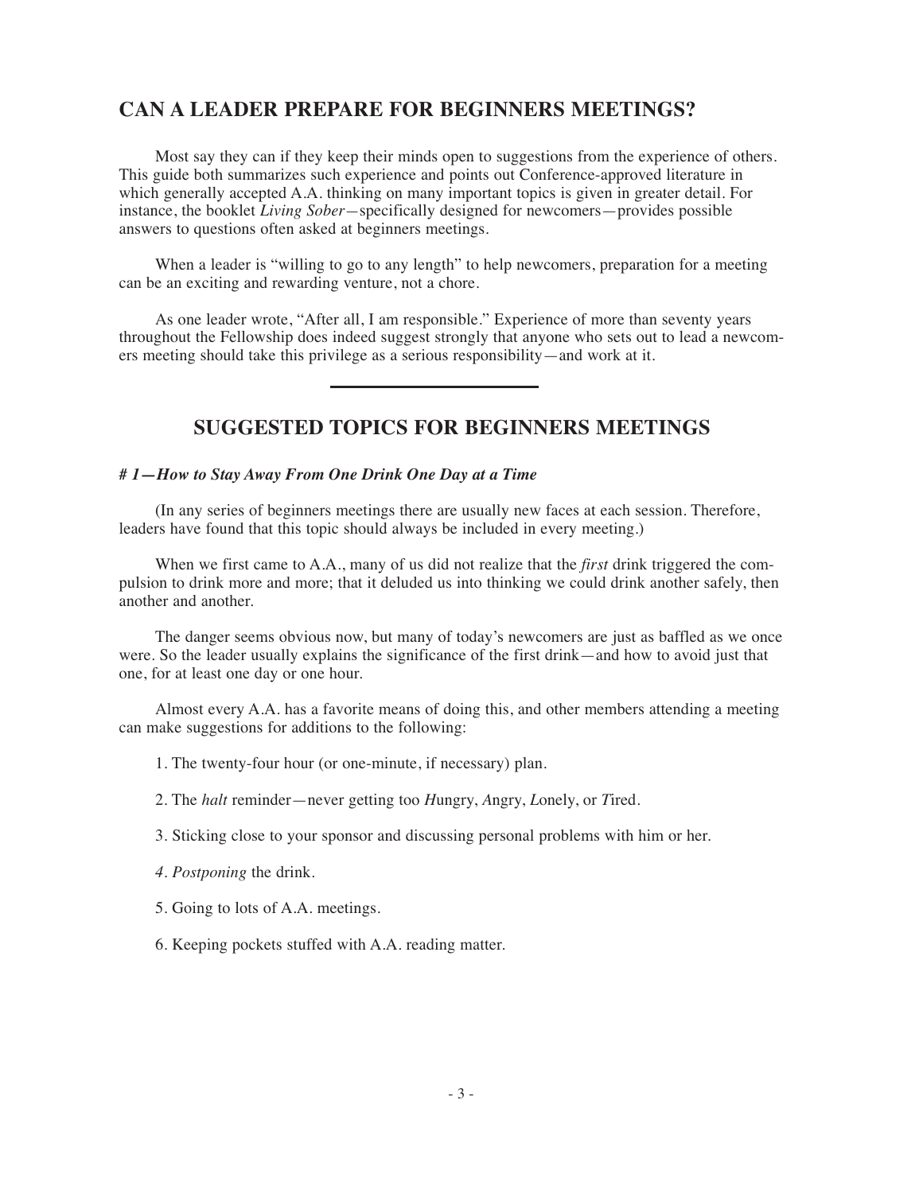## CAN A LEADER PREPARE FOR BEGINNERS MEETINGS?

Most say they can if they keep their minds open to suggestions from the experience of others. This guide both summarizes such experience and points out Conference-approved literature in which generally accepted A.A. thinking on many important topics is given in greater detail. For instance, the booklet *Living Sober*—specifically designed for newcomers—provides possible answers to questions often asked at beginners meetings.

When a leader is "willing to go to any length" to help newcomers, preparation for a meeting can be an exciting and rewarding venture, not a chore.

As one leader wrote, "After all, I am responsible." Experience of more than seventy years throughout the Fellowship does indeed suggest strongly that anyone who sets out to lead a newcomers meeting should take this privilege as a serious responsibility—and work at it.

---

## SUGGESTED TOPICS FOR BEGINNERS MEETINGS

***# 1—How to Stay Away From One Drink One Day at a Time***

(In any series of beginners meetings there are usually new faces at each session. Therefore, leaders have found that this topic should always be included in every meeting.)

When we first came to A.A., many of us did not realize that the *first* drink triggered the compulsion to drink more and more; that it deluded us into thinking we could drink another safely, then another and another.

The danger seems obvious now, but many of today's newcomers are just as baffled as we once were. So the leader usually explains the significance of the first drink—and how to avoid just that one, for at least one day or one hour.

Almost every A.A. has a favorite means of doing this, and other members attending a meeting can make suggestions for additions to the following:

1. The twenty-four hour (or one-minute, if necessary) plan.

2. The *halt* reminder—never getting too *H*ungry, *A*ngry, *L*onely, or *T*ired.

3. Sticking close to your sponsor and discussing personal problems with him or her.

4. *Postponing* the drink.

5. Going to lots of A.A. meetings.

6. Keeping pockets stuffed with A.A. reading matter.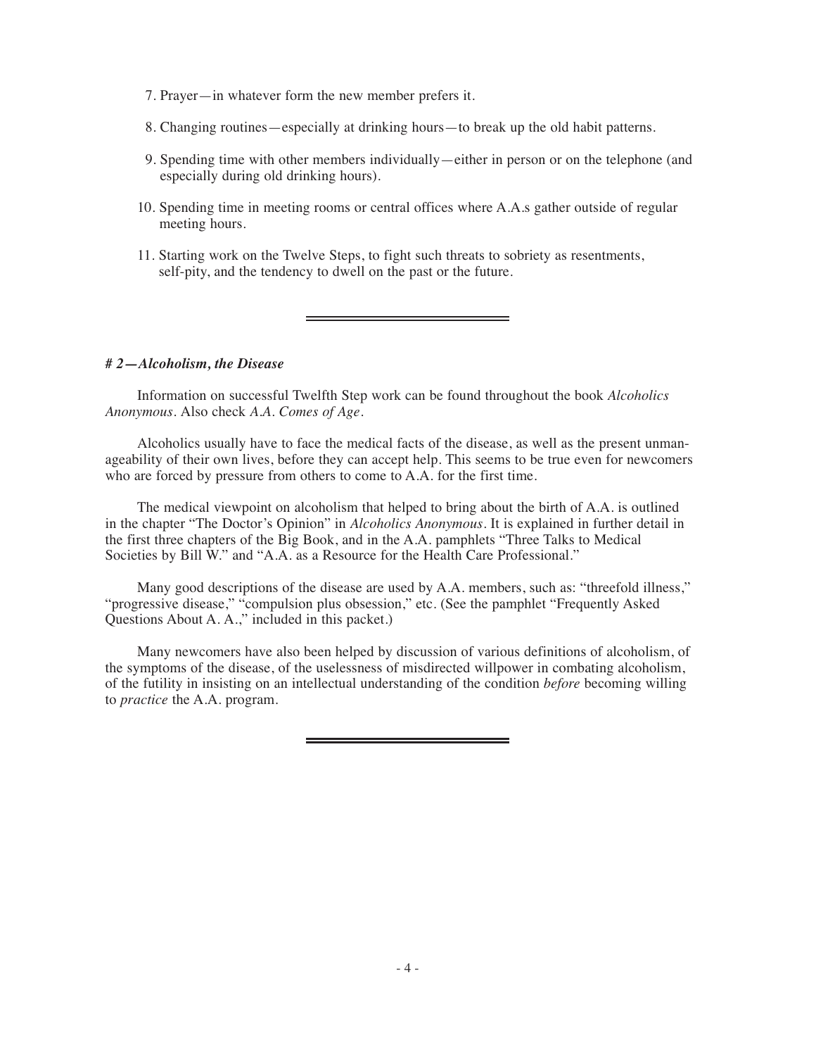7. Prayer—in whatever form the new member prefers it.
8. Changing routines—especially at drinking hours—to break up the old habit patterns.
9. Spending time with other members individually—either in person or on the telephone (and especially during old drinking hours).
10. Spending time in meeting rooms or central offices where A.A.s gather outside of regular meeting hours.
11. Starting work on the Twelve Steps, to fight such threats to sobriety as resentments, self-pity, and the tendency to dwell on the past or the future.

---

### *# 2—Alcoholism, the Disease*

Information on successful Twelfth Step work can be found throughout the book *Alcoholics Anonymous*. Also check *A.A. Comes of Age*.

Alcoholics usually have to face the medical facts of the disease, as well as the present unmanageability of their own lives, before they can accept help. This seems to be true even for newcomers who are forced by pressure from others to come to A.A. for the first time.

The medical viewpoint on alcoholism that helped to bring about the birth of A.A. is outlined in the chapter "The Doctor's Opinion" in *Alcoholics Anonymous*. It is explained in further detail in the first three chapters of the Big Book, and in the A.A. pamphlets "Three Talks to Medical Societies by Bill W." and "A.A. as a Resource for the Health Care Professional."

Many good descriptions of the disease are used by A.A. members, such as: "threefold illness," "progressive disease," "compulsion plus obsession," etc. (See the pamphlet "Frequently Asked Questions About A. A.," included in this packet.)

Many newcomers have also been helped by discussion of various definitions of alcoholism, of the symptoms of the disease, of the uselessness of misdirected willpower in combating alcoholism, of the futility in insisting on an intellectual understanding of the condition *before* becoming willing to *practice* the A.A. program.

---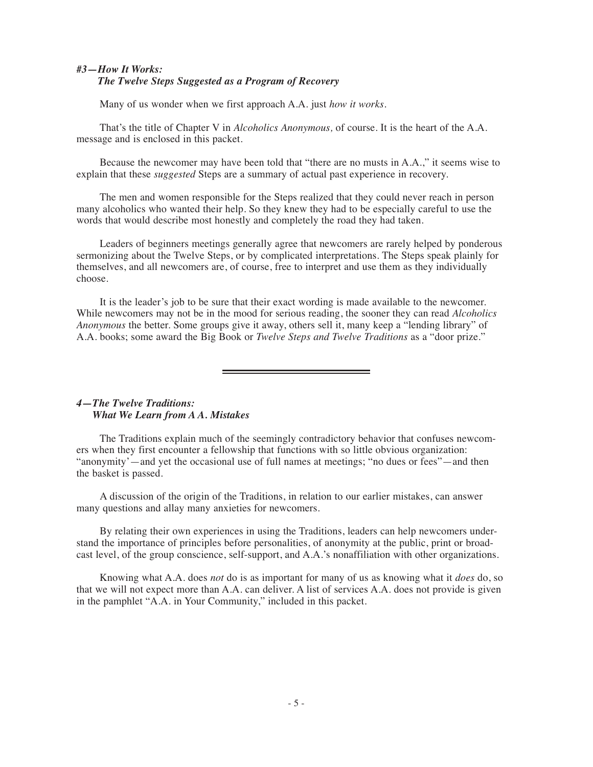### *#3—How It Works: The Twelve Steps Suggested as a Program of Recovery*

Many of us wonder when we first approach A.A. just *how it works.*

That's the title of Chapter V in *Alcoholics Anonymous,* of course. It is the heart of the A.A. message and is enclosed in this packet.

Because the newcomer may have been told that "there are no musts in A.A.," it seems wise to explain that these *suggested* Steps are a summary of actual past experience in recovery.

The men and women responsible for the Steps realized that they could never reach in person many alcoholics who wanted their help. So they knew they had to be especially careful to use the words that would describe most honestly and completely the road they had taken.

Leaders of beginners meetings generally agree that newcomers are rarely helped by ponderous sermonizing about the Twelve Steps, or by complicated interpretations. The Steps speak plainly for themselves, and all newcomers are, of course, free to interpret and use them as they individually choose.

It is the leader's job to be sure that their exact wording is made available to the newcomer. While newcomers may not be in the mood for serious reading, the sooner they can read *Alcoholics Anonymous* the better. Some groups give it away, others sell it, many keep a "lending library" of A.A. books; some award the Big Book or *Twelve Steps and Twelve Traditions* as a "door prize."

---

### *4—The Twelve Traditions: What We Learn from A.A. Mistakes*

The Traditions explain much of the seemingly contradictory behavior that confuses newcomers when they first encounter a fellowship that functions with so little obvious organization: "anonymity'—and yet the occasional use of full names at meetings; "no dues or fees"—and then the basket is passed.

A discussion of the origin of the Traditions, in relation to our earlier mistakes, can answer many questions and allay many anxieties for newcomers.

By relating their own experiences in using the Traditions, leaders can help newcomers understand the importance of principles before personalities, of anonymity at the public, print or broadcast level, of the group conscience, self-support, and A.A.'s nonaffiliation with other organizations.

Knowing what A.A. does *not* do is as important for many of us as knowing what it *does* do, so that we will not expect more than A.A. can deliver. A list of services A.A. does not provide is given in the pamphlet "A.A. in Your Community," included in this packet.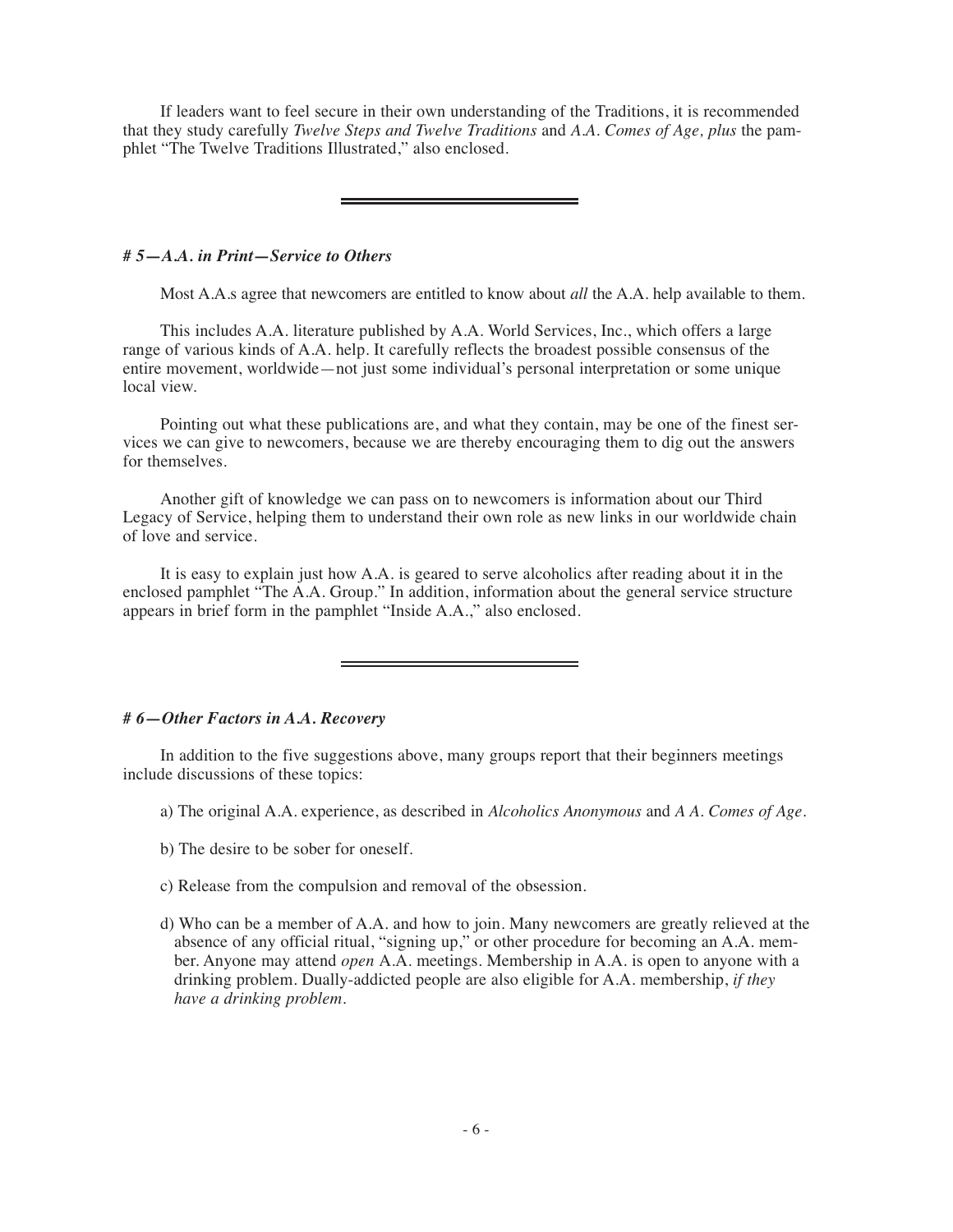If leaders want to feel secure in their own understanding of the Traditions, it is recommended that they study carefully *Twelve Steps and Twelve Traditions* and *A.A. Comes of Age, plus* the pamphlet "The Twelve Traditions Illustrated," also enclosed.

---

### *# 5—A.A. in Print—Service to Others*

Most A.A.s agree that newcomers are entitled to know about *all* the A.A. help available to them.

This includes A.A. literature published by A.A. World Services, Inc., which offers a large range of various kinds of A.A. help. It carefully reflects the broadest possible consensus of the entire movement, worldwide—not just some individual's personal interpretation or some unique local view.

Pointing out what these publications are, and what they contain, may be one of the finest services we can give to newcomers, because we are thereby encouraging them to dig out the answers for themselves.

Another gift of knowledge we can pass on to newcomers is information about our Third Legacy of Service, helping them to understand their own role as new links in our worldwide chain of love and service.

It is easy to explain just how A.A. is geared to serve alcoholics after reading about it in the enclosed pamphlet "The A.A. Group." In addition, information about the general service structure appears in brief form in the pamphlet "Inside A.A.," also enclosed.

---

### *# 6—Other Factors in A.A. Recovery*

In addition to the five suggestions above, many groups report that their beginners meetings include discussions of these topics:

a) The original A.A. experience, as described in *Alcoholics Anonymous* and *A A. Comes of Age*.

b) The desire to be sober for oneself.

c) Release from the compulsion and removal of the obsession.

d) Who can be a member of A.A. and how to join. Many newcomers are greatly relieved at the absence of any official ritual, "signing up," or other procedure for becoming an A.A. member. Anyone may attend *open* A.A. meetings. Membership in A.A. is open to anyone with a drinking problem. Dually-addicted people are also eligible for A.A. membership, *if they have a drinking problem*.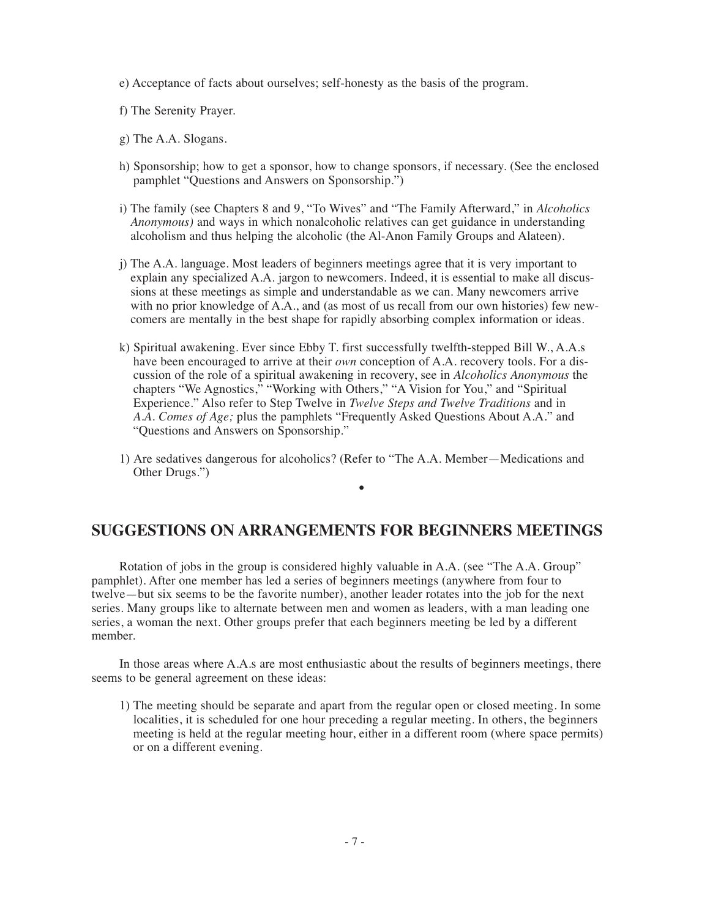e) Acceptance of facts about ourselves; self-honesty as the basis of the program.

f) The Serenity Prayer.

g) The A.A. Slogans.

h) Sponsorship; how to get a sponsor, how to change sponsors, if necessary. (See the enclosed pamphlet "Questions and Answers on Sponsorship.")

i) The family (see Chapters 8 and 9, "To Wives" and "The Family Afterward," in *Alcoholics Anonymous)* and ways in which nonalcoholic relatives can get guidance in understanding alcoholism and thus helping the alcoholic (the Al-Anon Family Groups and Alateen).

j) The A.A. language. Most leaders of beginners meetings agree that it is very important to explain any specialized A.A. jargon to newcomers. Indeed, it is essential to make all discussions at these meetings as simple and understandable as we can. Many newcomers arrive with no prior knowledge of A.A., and (as most of us recall from our own histories) few newcomers are mentally in the best shape for rapidly absorbing complex information or ideas.

k) Spiritual awakening. Ever since Ebby T. first successfully twelfth-stepped Bill W., A.A.s have been encouraged to arrive at their *own* conception of A.A. recovery tools. For a discussion of the role of a spiritual awakening in recovery, see in *Alcoholics Anonymous* the chapters "We Agnostics," "Working with Others," "A Vision for You," and "Spiritual Experience." Also refer to Step Twelve in *Twelve Steps and Twelve Traditions* and in *A.A. Comes of Age;* plus the pamphlets "Frequently Asked Questions About A.A." and "Questions and Answers on Sponsorship."

l) Are sedatives dangerous for alcoholics? (Refer to "The A.A. Member—Medications and Other Drugs.")

•

## SUGGESTIONS ON ARRANGEMENTS FOR BEGINNERS MEETINGS

Rotation of jobs in the group is considered highly valuable in A.A. (see "The A.A. Group" pamphlet). After one member has led a series of beginners meetings (anywhere from four to twelve—but six seems to be the favorite number), another leader rotates into the job for the next series. Many groups like to alternate between men and women as leaders, with a man leading one series, a woman the next. Other groups prefer that each beginners meeting be led by a different member.

In those areas where A.A.s are most enthusiastic about the results of beginners meetings, there seems to be general agreement on these ideas:

1) The meeting should be separate and apart from the regular open or closed meeting. In some localities, it is scheduled for one hour preceding a regular meeting. In others, the beginners meeting is held at the regular meeting hour, either in a different room (where space permits) or on a different evening.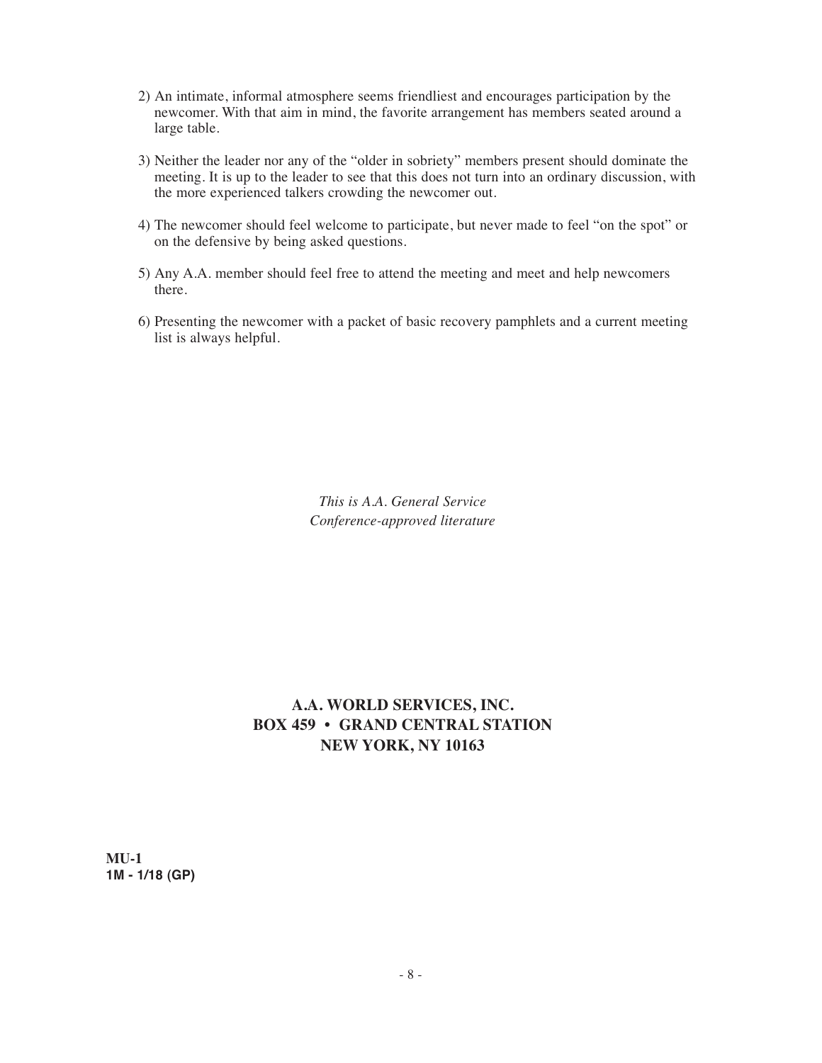2) An intimate, informal atmosphere seems friendliest and encourages participation by the newcomer. With that aim in mind, the favorite arrangement has members seated around a large table.

3) Neither the leader nor any of the "older in sobriety" members present should dominate the meeting. It is up to the leader to see that this does not turn into an ordinary discussion, with the more experienced talkers crowding the newcomer out.

4) The newcomer should feel welcome to participate, but never made to feel "on the spot" or on the defensive by being asked questions.

5) Any A.A. member should feel free to attend the meeting and meet and help newcomers there.

6) Presenting the newcomer with a packet of basic recovery pamphlets and a current meeting list is always helpful.

*This is A.A. General Service Conference-approved literature*

**A.A. WORLD SERVICES, INC.**
**BOX 459 • GRAND CENTRAL STATION**
**NEW YORK, NY 10163**

**MU-1**
**1M - 1/18 (GP)**